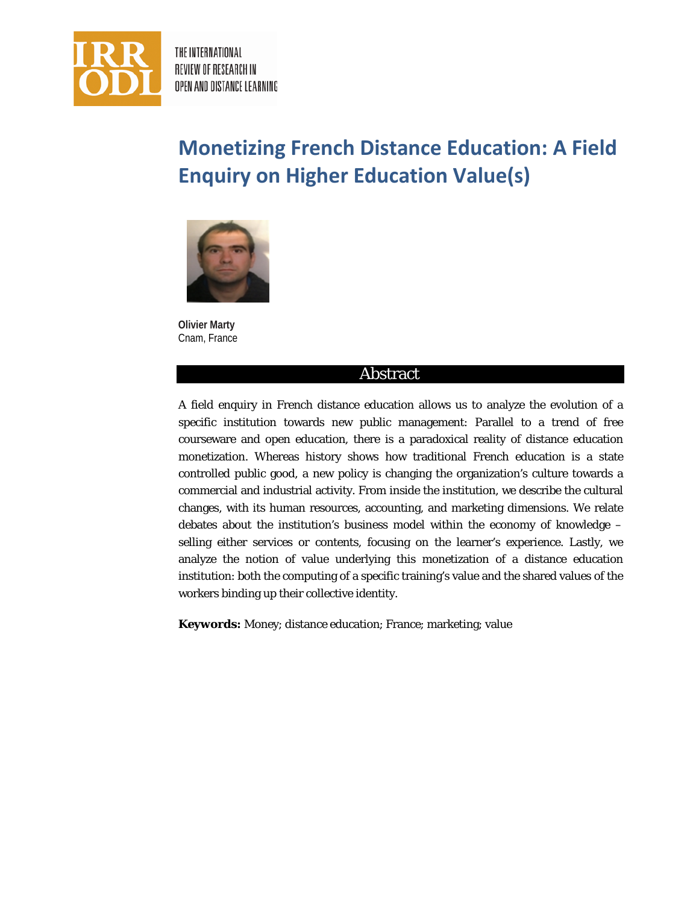# Monetizing French Distance Education: A Field Enquiry on Higher Education Value(s)

**Olivier Marty**
Cnam, France

## Abstract

A field enquiry in French distance education allows us to analyze the evolution of a specific institution towards new public management: Parallel to a trend of free courseware and open education, there is a paradoxical reality of distance education monetization. Whereas history shows how traditional French education is a state controlled public good, a new policy is changing the organization's culture towards a commercial and industrial activity. From inside the institution, we describe the cultural changes, with its human resources, accounting, and marketing dimensions. We relate debates about the institution's business model within the economy of knowledge – selling either services or contents, focusing on the learner's experience. Lastly, we analyze the notion of value underlying this monetization of a distance education institution: both the computing of a specific training's value and the shared values of the workers binding up their collective identity.

**Keywords:** Money; distance education; France; marketing; value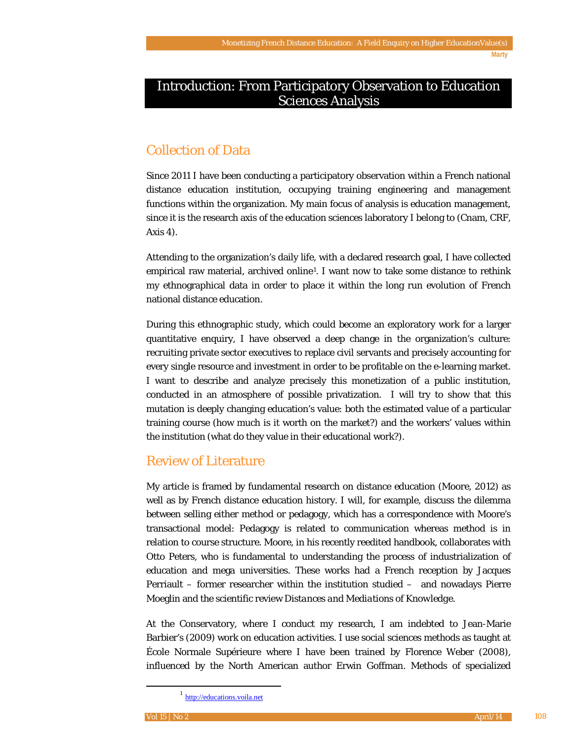# Introduction: From Participatory Observation to Education Sciences Analysis

## Collection of Data

Since 2011 I have been conducting a participatory observation within a French national distance education institution, occupying training engineering and management functions within the organization. My main focus of analysis is education management, since it is the research axis of the education sciences laboratory I belong to (Cnam, CRF, Axis 4).

Attending to the organization's daily life, with a declared research goal, I have collected empirical raw material, archived online[1]. I want now to take some distance to rethink my ethnographical data in order to place it within the long run evolution of French national distance education.

During this ethnographic study, which could become an exploratory work for a larger quantitative enquiry, I have observed a deep change in the organization's culture: recruiting private sector executives to replace civil servants and precisely accounting for every single resource and investment in order to be profitable on the e-learning market. I want to describe and analyze precisely this monetization of a public institution, conducted in an atmosphere of possible privatization. I will try to show that this mutation is deeply changing education's value: both the estimated value of a particular training course (how much is it worth on the market?) and the workers' values within the institution (what do they value in their educational work?).

## Review of Literature

My article is framed by fundamental research on distance education (Moore, 2012) as well as by French distance education history. I will, for example, discuss the dilemma between selling either method or pedagogy, which has a correspondence with Moore's transactional model: Pedagogy is related to communication whereas method is in relation to course structure. Moore, in his recently reedited handbook, collaborates with Otto Peters, who is fundamental to understanding the process of industrialization of education and mega universities. These works had a French reception by Jacques Perriault – former researcher within the institution studied – and nowadays Pierre Moeglin and the scientific review *Distances and Mediations of Knowledge*.

At the Conservatory, where I conduct my research, I am indebted to Jean-Marie Barbier's (2009) work on education activities. I use social sciences methods as taught at École Normale Supérieure where I have been trained by Florence Weber (2008), influenced by the North American author Erwin Goffman. Methods of specialized

---

[1] http://educations.voila.net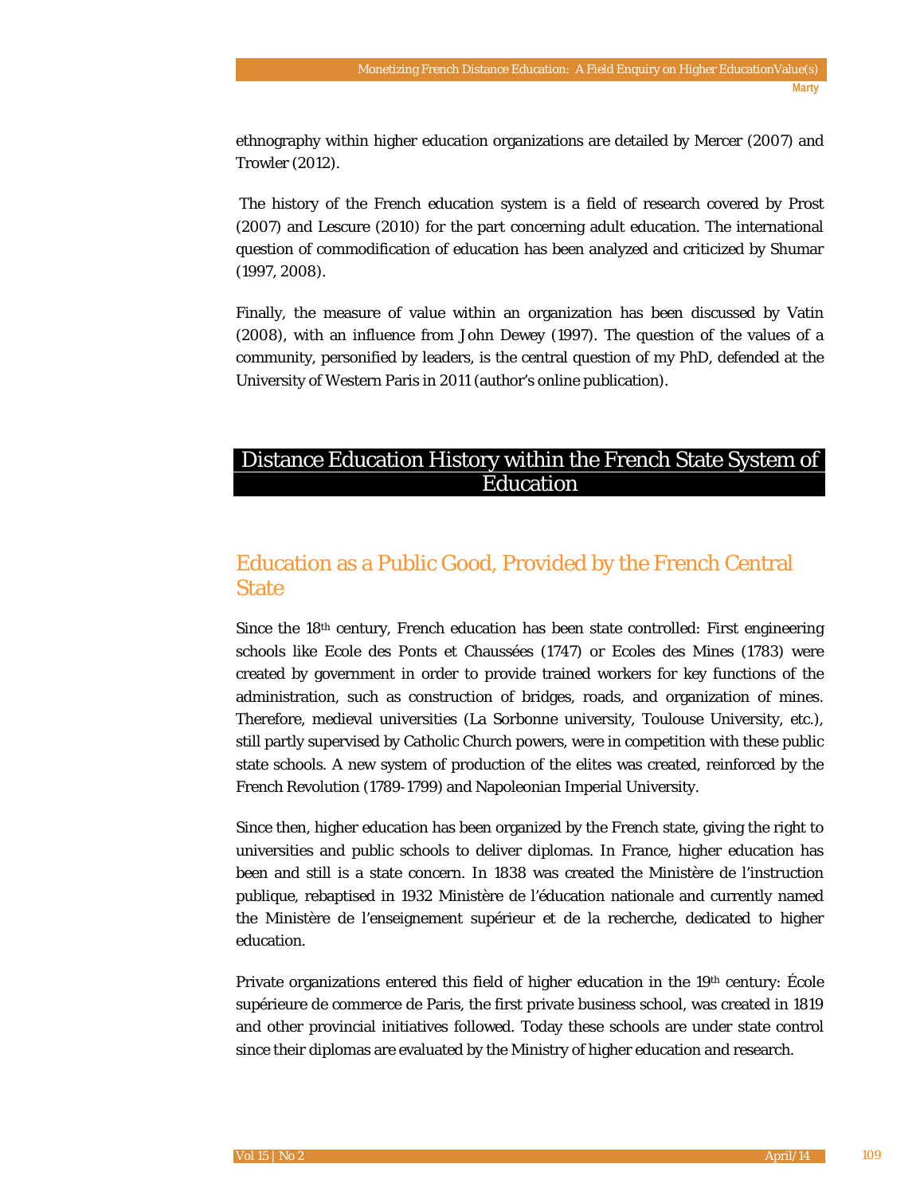ethnography within higher education organizations are detailed by Mercer (2007) and Trowler (2012).

The history of the French education system is a field of research covered by Prost (2007) and Lescure (2010) for the part concerning adult education. The international question of commodification of education has been analyzed and criticized by Shumar (1997, 2008).

Finally, the measure of value within an organization has been discussed by Vatin (2008), with an influence from John Dewey (1997). The question of the values of a community, personified by leaders, is the central question of my PhD, defended at the University of Western Paris in 2011 (author's online publication).

# Distance Education History within the French State System of Education

## Education as a Public Good, Provided by the French Central State

Since the 18th century, French education has been state controlled: First engineering schools like Ecole des Ponts et Chaussées (1747) or Ecoles des Mines (1783) were created by government in order to provide trained workers for key functions of the administration, such as construction of bridges, roads, and organization of mines. Therefore, medieval universities (La Sorbonne university, Toulouse University, etc.), still partly supervised by Catholic Church powers, were in competition with these public state schools. A new system of production of the elites was created, reinforced by the French Revolution (1789-1799) and Napoleonian Imperial University.

Since then, higher education has been organized by the French state, giving the right to universities and public schools to deliver diplomas. In France, higher education has been and still is a state concern. In 1838 was created the Ministère de l'instruction publique, rebaptised in 1932 Ministère de l'éducation nationale and currently named the Ministère de l'enseignement supérieur et de la recherche, dedicated to higher education.

Private organizations entered this field of higher education in the 19th century: École supérieure de commerce de Paris, the first private business school, was created in 1819 and other provincial initiatives followed. Today these schools are under state control since their diplomas are evaluated by the Ministry of higher education and research.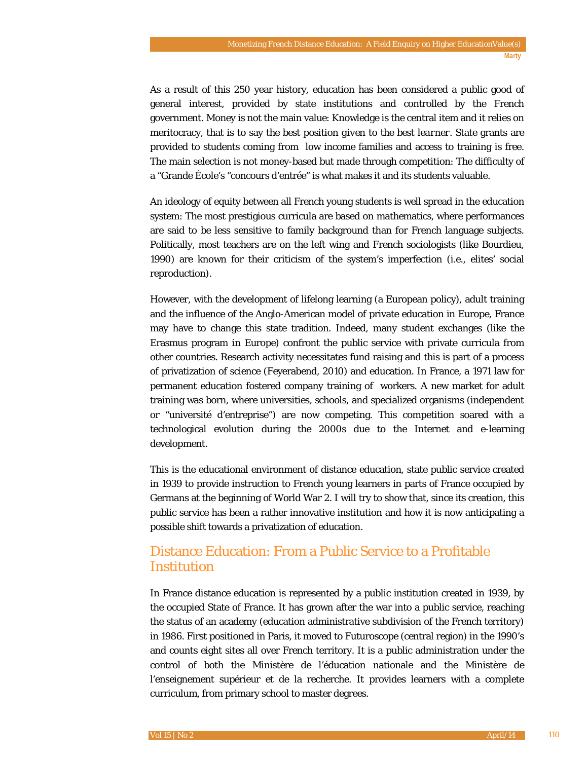As a result of this 250 year history, education has been considered a public good of general interest, provided by state institutions and controlled by the French government. Money is not the main value: Knowledge is the central item and it relies on meritocracy, that is to say the best position given to the best learner. State grants are provided to students coming from low income families and access to training is free. The main selection is not money-based but made through competition: The difficulty of a "Grande École's "concours d'entrée" is what makes it and its students valuable.

An ideology of equity between all French young students is well spread in the education system: The most prestigious curricula are based on mathematics, where performances are said to be less sensitive to family background than for French language subjects. Politically, most teachers are on the left wing and French sociologists (like Bourdieu, 1990) are known for their criticism of the system's imperfection (i.e., elites' social reproduction).

However, with the development of lifelong learning (a European policy), adult training and the influence of the Anglo-American model of private education in Europe, France may have to change this state tradition. Indeed, many student exchanges (like the Erasmus program in Europe) confront the public service with private curricula from other countries. Research activity necessitates fund raising and this is part of a process of privatization of science (Feyerabend, 2010) and education. In France, a 1971 law for permanent education fostered company training of workers. A new market for adult training was born, where universities, schools, and specialized organisms (independent or "université d'entreprise") are now competing. This competition soared with a technological evolution during the 2000s due to the Internet and e-learning development.

This is the educational environment of distance education, state public service created in 1939 to provide instruction to French young learners in parts of France occupied by Germans at the beginning of World War 2. I will try to show that, since its creation, this public service has been a rather innovative institution and how it is now anticipating a possible shift towards a privatization of education.

## Distance Education: From a Public Service to a Profitable Institution

In France distance education is represented by a public institution created in 1939, by the occupied State of France. It has grown after the war into a public service, reaching the status of an academy (education administrative subdivision of the French territory) in 1986. First positioned in Paris, it moved to Futuroscope (central region) in the 1990's and counts eight sites all over French territory. It is a public administration under the control of both the Ministère de l'éducation nationale and the Ministère de l'enseignement supérieur et de la recherche. It provides learners with a complete curriculum, from primary school to master degrees.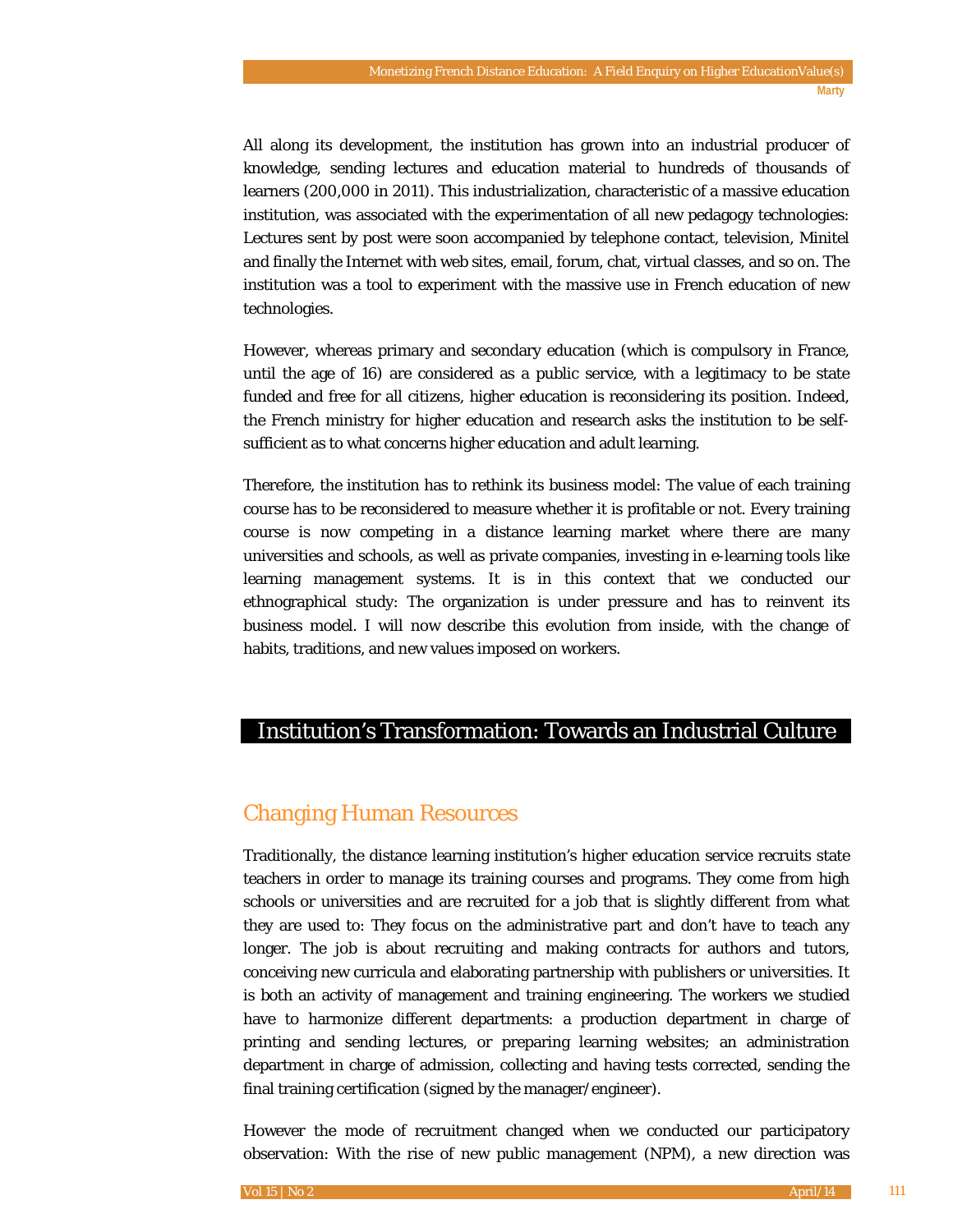All along its development, the institution has grown into an industrial producer of knowledge, sending lectures and education material to hundreds of thousands of learners (200,000 in 2011). This industrialization, characteristic of a massive education institution, was associated with the experimentation of all new pedagogy technologies: Lectures sent by post were soon accompanied by telephone contact, television, Minitel and finally the Internet with web sites, email, forum, chat, virtual classes, and so on. The institution was a tool to experiment with the massive use in French education of new technologies.

However, whereas primary and secondary education (which is compulsory in France, until the age of 16) are considered as a public service, with a legitimacy to be state funded and free for all citizens, higher education is reconsidering its position. Indeed, the French ministry for higher education and research asks the institution to be self-sufficient as to what concerns higher education and adult learning.

Therefore, the institution has to rethink its business model: The value of each training course has to be reconsidered to measure whether it is profitable or not. Every training course is now competing in a distance learning market where there are many universities and schools, as well as private companies, investing in e-learning tools like learning management systems. It is in this context that we conducted our ethnographical study: The organization is under pressure and has to reinvent its business model. I will now describe this evolution from inside, with the change of habits, traditions, and new values imposed on workers.

# Institution's Transformation: Towards an Industrial Culture

## Changing Human Resources

Traditionally, the distance learning institution's higher education service recruits state teachers in order to manage its training courses and programs. They come from high schools or universities and are recruited for a job that is slightly different from what they are used to: They focus on the administrative part and don't have to teach any longer. The job is about recruiting and making contracts for authors and tutors, conceiving new curricula and elaborating partnership with publishers or universities. It is both an activity of management and training engineering. The workers we studied have to harmonize different departments: a production department in charge of printing and sending lectures, or preparing learning websites; an administration department in charge of admission, collecting and having tests corrected, sending the final training certification (signed by the manager/engineer).

However the mode of recruitment changed when we conducted our participatory observation: With the rise of new public management (NPM), a new direction was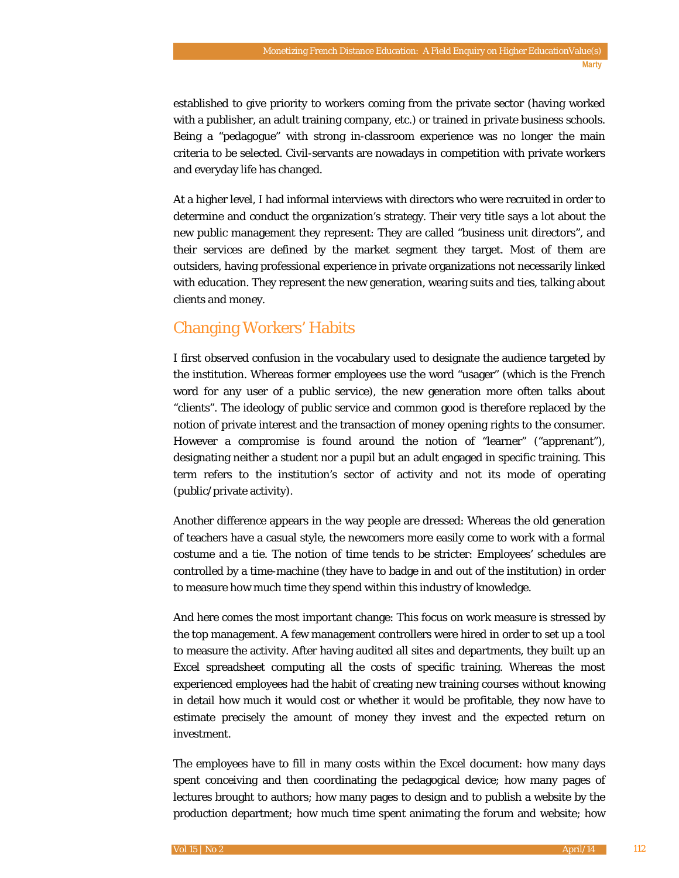established to give priority to workers coming from the private sector (having worked with a publisher, an adult training company, etc.) or trained in private business schools. Being a "pedagogue" with strong in-classroom experience was no longer the main criteria to be selected. Civil-servants are nowadays in competition with private workers and everyday life has changed.

At a higher level, I had informal interviews with directors who were recruited in order to determine and conduct the organization's strategy. Their very title says a lot about the new public management they represent: They are called "business unit directors", and their services are defined by the market segment they target. Most of them are outsiders, having professional experience in private organizations not necessarily linked with education. They represent the new generation, wearing suits and ties, talking about clients and money.

## Changing Workers' Habits

I first observed confusion in the vocabulary used to designate the audience targeted by the institution. Whereas former employees use the word "usager" (which is the French word for any user of a public service), the new generation more often talks about "clients". The ideology of public service and common good is therefore replaced by the notion of private interest and the transaction of money opening rights to the consumer. However a compromise is found around the notion of "learner" ("apprenant"), designating neither a student nor a pupil but an adult engaged in specific training. This term refers to the institution's sector of activity and not its mode of operating (public/private activity).

Another difference appears in the way people are dressed: Whereas the old generation of teachers have a casual style, the newcomers more easily come to work with a formal costume and a tie. The notion of time tends to be stricter: Employees' schedules are controlled by a time-machine (they have to badge in and out of the institution) in order to measure how much time they spend within this industry of knowledge.

And here comes the most important change: This focus on work measure is stressed by the top management. A few management controllers were hired in order to set up a tool to measure the activity. After having audited all sites and departments, they built up an Excel spreadsheet computing all the costs of specific training. Whereas the most experienced employees had the habit of creating new training courses without knowing in detail how much it would cost or whether it would be profitable, they now have to estimate precisely the amount of money they invest and the expected return on investment.

The employees have to fill in many costs within the Excel document: how many days spent conceiving and then coordinating the pedagogical device; how many pages of lectures brought to authors; how many pages to design and to publish a website by the production department; how much time spent animating the forum and website; how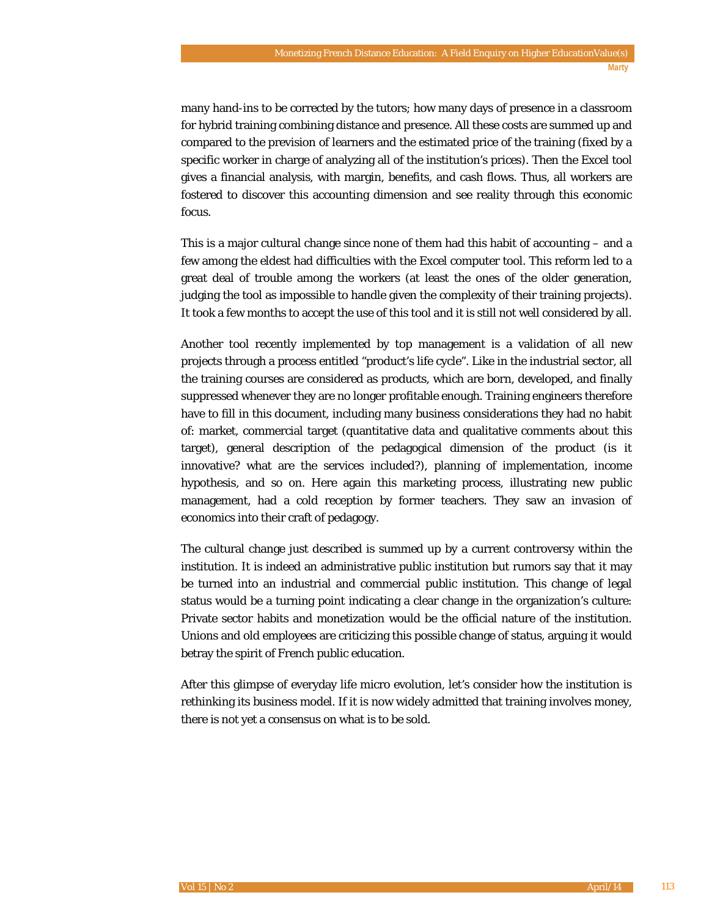many hand-ins to be corrected by the tutors; how many days of presence in a classroom for hybrid training combining distance and presence. All these costs are summed up and compared to the prevision of learners and the estimated price of the training (fixed by a specific worker in charge of analyzing all of the institution's prices). Then the Excel tool gives a financial analysis, with margin, benefits, and cash flows. Thus, all workers are fostered to discover this accounting dimension and see reality through this economic focus.

This is a major cultural change since none of them had this habit of accounting – and a few among the eldest had difficulties with the Excel computer tool. This reform led to a great deal of trouble among the workers (at least the ones of the older generation, judging the tool as impossible to handle given the complexity of their training projects). It took a few months to accept the use of this tool and it is still not well considered by all.

Another tool recently implemented by top management is a validation of all new projects through a process entitled "product's life cycle". Like in the industrial sector, all the training courses are considered as products, which are born, developed, and finally suppressed whenever they are no longer profitable enough. Training engineers therefore have to fill in this document, including many business considerations they had no habit of: market, commercial target (quantitative data and qualitative comments about this target), general description of the pedagogical dimension of the product (is it innovative? what are the services included?), planning of implementation, income hypothesis, and so on. Here again this marketing process, illustrating new public management, had a cold reception by former teachers. They saw an invasion of economics into their craft of pedagogy.

The cultural change just described is summed up by a current controversy within the institution. It is indeed an administrative public institution but rumors say that it may be turned into an industrial and commercial public institution. This change of legal status would be a turning point indicating a clear change in the organization's culture: Private sector habits and monetization would be the official nature of the institution. Unions and old employees are criticizing this possible change of status, arguing it would betray the spirit of French public education.

After this glimpse of everyday life micro evolution, let's consider how the institution is rethinking its business model. If it is now widely admitted that training involves money, there is not yet a consensus on what is to be sold.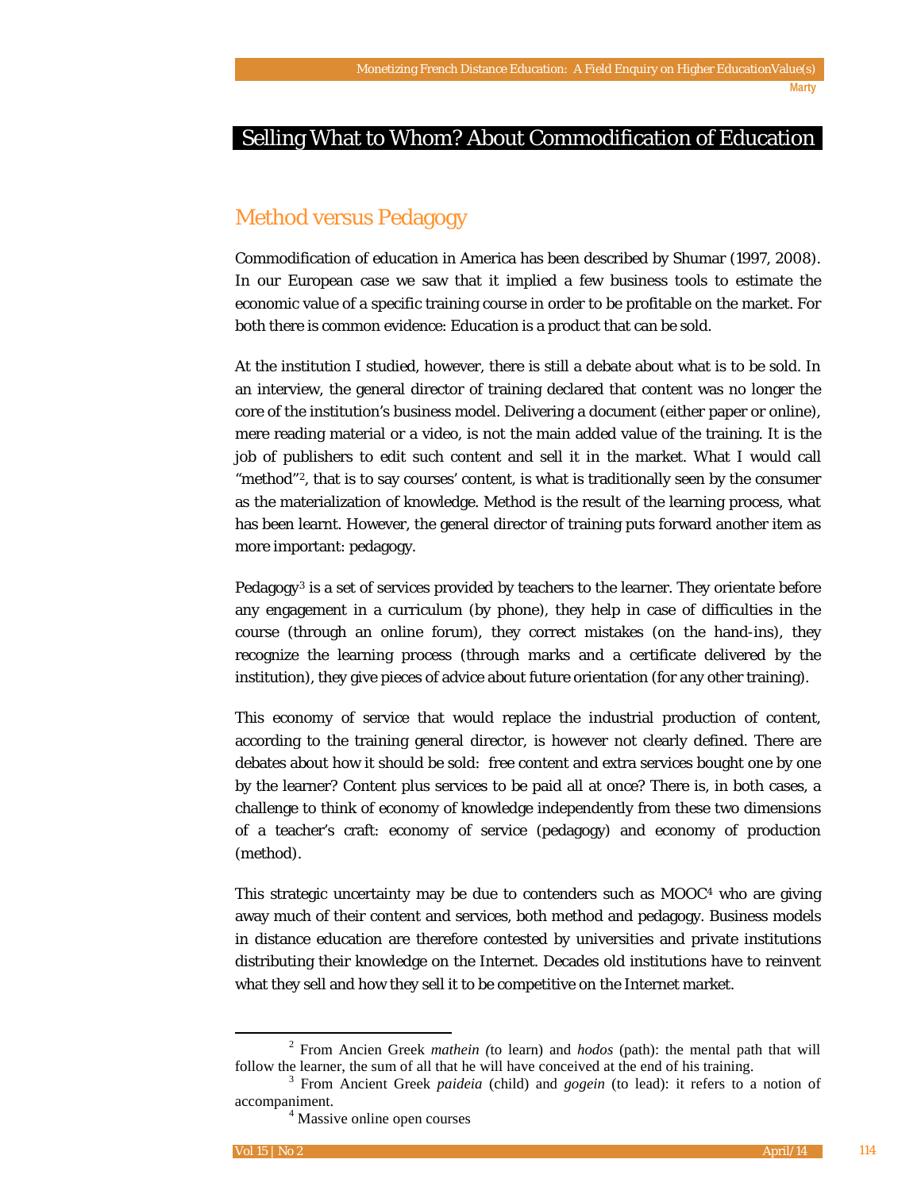## Selling What to Whom? About Commodification of Education

### Method versus Pedagogy

Commodification of education in America has been described by Shumar (1997, 2008). In our European case we saw that it implied a few business tools to estimate the economic value of a specific training course in order to be profitable on the market. For both there is common evidence: Education is a product that can be sold.

At the institution I studied, however, there is still a debate about what is to be sold. In an interview, the general director of training declared that content was no longer the core of the institution's business model. Delivering a document (either paper or online), mere reading material or a video, is not the main added value of the training. It is the job of publishers to edit such content and sell it in the market. What I would call "method"[2], that is to say courses' content, is what is traditionally seen by the consumer as the materialization of knowledge. Method is the result of the learning process, what has been learnt. However, the general director of training puts forward another item as more important: pedagogy.

Pedagogy[3] is a set of services provided by teachers to the learner. They orientate before any engagement in a curriculum (by phone), they help in case of difficulties in the course (through an online forum), they correct mistakes (on the hand-ins), they recognize the learning process (through marks and a certificate delivered by the institution), they give pieces of advice about future orientation (for any other training).

This economy of service that would replace the industrial production of content, according to the training general director, is however not clearly defined. There are debates about how it should be sold: free content and extra services bought one by one by the learner? Content plus services to be paid all at once? There is, in both cases, a challenge to think of economy of knowledge independently from these two dimensions of a teacher's craft: economy of service (pedagogy) and economy of production (method).

This strategic uncertainty may be due to contenders such as MOOC[4] who are giving away much of their content and services, both method and pedagogy. Business models in distance education are therefore contested by universities and private institutions distributing their knowledge on the Internet. Decades old institutions have to reinvent what they sell and how they sell it to be competitive on the Internet market.

---

[2] From Ancien Greek *mathein (*to learn) and *hodos* (path): the mental path that will follow the learner, the sum of all that he will have conceived at the end of his training.

[3] From Ancient Greek *paideia* (child) and *gogein* (to lead): it refers to a notion of accompaniment.

[4] Massive online open courses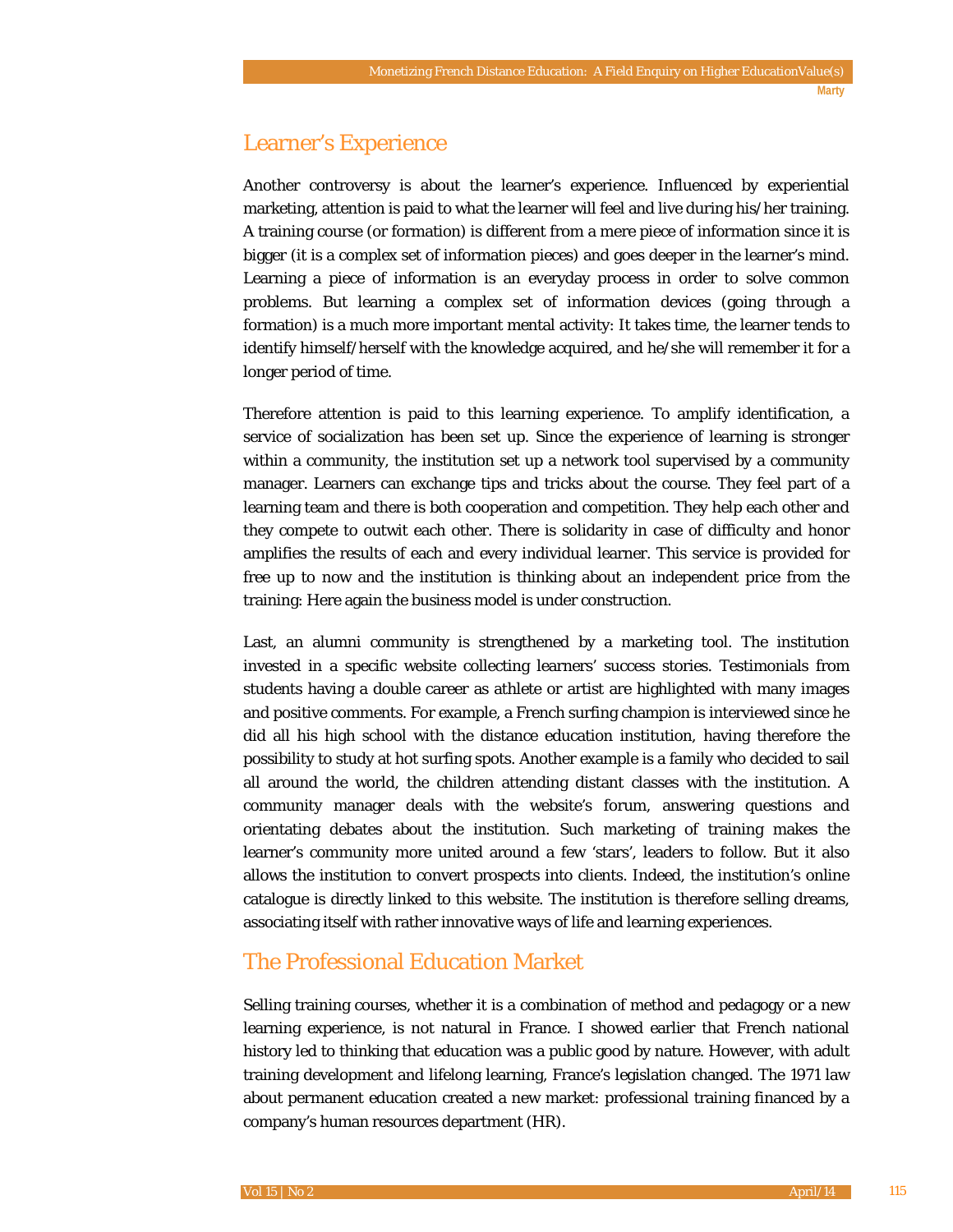## Learner's Experience

Another controversy is about the learner's experience. Influenced by experiential marketing, attention is paid to what the learner will feel and live during his/her training. A training course (or formation) is different from a mere piece of information since it is bigger (it is a complex set of information pieces) and goes deeper in the learner's mind. Learning a piece of information is an everyday process in order to solve common problems. But learning a complex set of information devices (going through a formation) is a much more important mental activity: It takes time, the learner tends to identify himself/herself with the knowledge acquired, and he/she will remember it for a longer period of time.

Therefore attention is paid to this learning experience. To amplify identification, a service of socialization has been set up. Since the experience of learning is stronger within a community, the institution set up a network tool supervised by a community manager. Learners can exchange tips and tricks about the course. They feel part of a learning team and there is both cooperation and competition. They help each other and they compete to outwit each other. There is solidarity in case of difficulty and honor amplifies the results of each and every individual learner. This service is provided for free up to now and the institution is thinking about an independent price from the training: Here again the business model is under construction.

Last, an alumni community is strengthened by a marketing tool. The institution invested in a specific website collecting learners' success stories. Testimonials from students having a double career as athlete or artist are highlighted with many images and positive comments. For example, a French surfing champion is interviewed since he did all his high school with the distance education institution, having therefore the possibility to study at hot surfing spots. Another example is a family who decided to sail all around the world, the children attending distant classes with the institution. A community manager deals with the website's forum, answering questions and orientating debates about the institution. Such marketing of training makes the learner's community more united around a few 'stars', leaders to follow. But it also allows the institution to convert prospects into clients. Indeed, the institution's online catalogue is directly linked to this website. The institution is therefore selling dreams, associating itself with rather innovative ways of life and learning experiences.

## The Professional Education Market

Selling training courses, whether it is a combination of method and pedagogy or a new learning experience, is not natural in France. I showed earlier that French national history led to thinking that education was a public good by nature. However, with adult training development and lifelong learning, France's legislation changed. The 1971 law about permanent education created a new market: professional training financed by a company's human resources department (HR).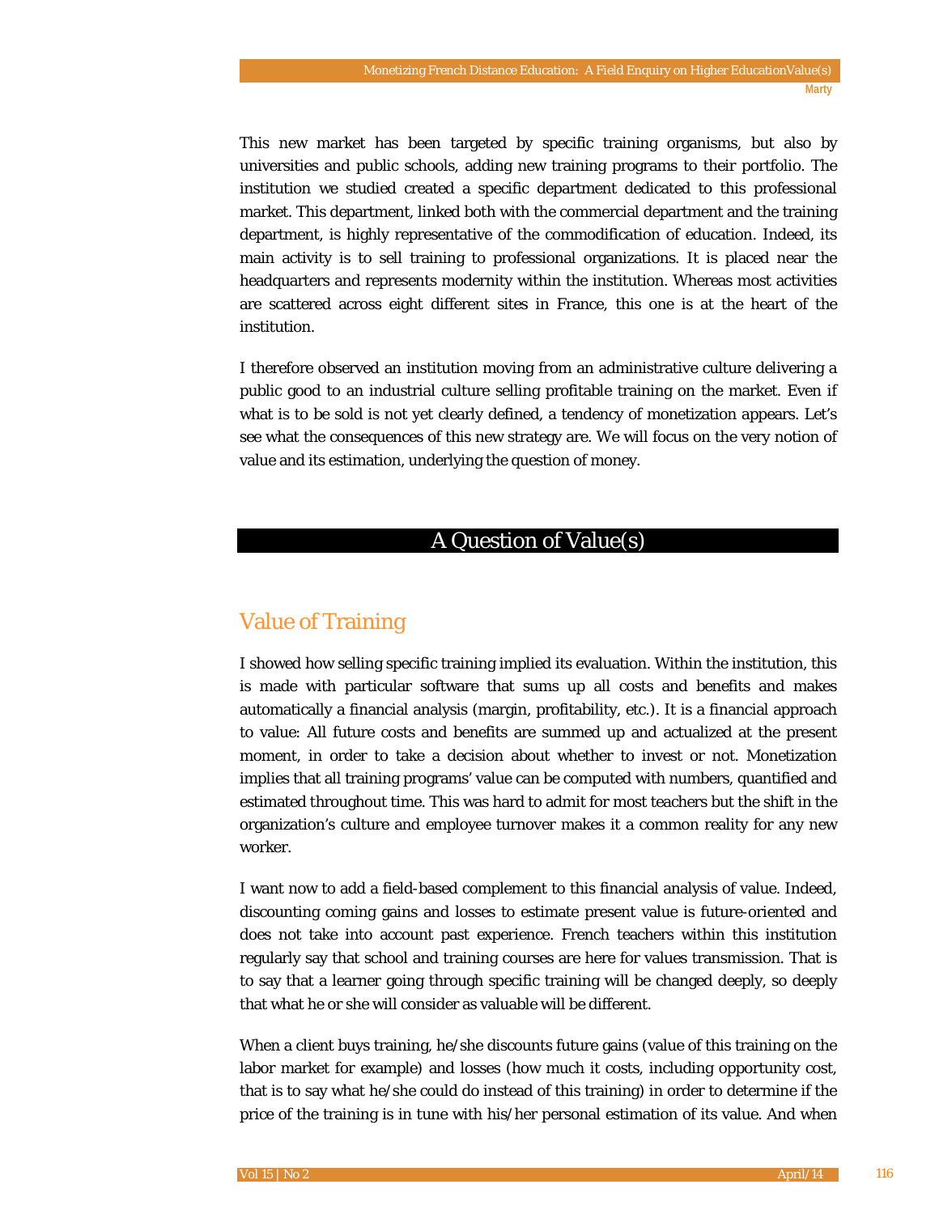This new market has been targeted by specific training organisms, but also by universities and public schools, adding new training programs to their portfolio. The institution we studied created a specific department dedicated to this professional market. This department, linked both with the commercial department and the training department, is highly representative of the commodification of education. Indeed, its main activity is to sell training to professional organizations. It is placed near the headquarters and represents modernity within the institution. Whereas most activities are scattered across eight different sites in France, this one is at the heart of the institution.

I therefore observed an institution moving from an administrative culture delivering a public good to an industrial culture selling profitable training on the market. Even if what is to be sold is not yet clearly defined, a tendency of monetization appears. Let's see what the consequences of this new strategy are. We will focus on the very notion of value and its estimation, underlying the question of money.

# A Question of Value(s)

## Value of Training

I showed how selling specific training implied its evaluation. Within the institution, this is made with particular software that sums up all costs and benefits and makes automatically a financial analysis (margin, profitability, etc.). It is a financial approach to value: All future costs and benefits are summed up and actualized at the present moment, in order to take a decision about whether to invest or not. Monetization implies that all training programs' value can be computed with numbers, quantified and estimated throughout time. This was hard to admit for most teachers but the shift in the organization's culture and employee turnover makes it a common reality for any new worker.

I want now to add a field-based complement to this financial analysis of value. Indeed, discounting coming gains and losses to estimate present value is future-oriented and does not take into account past experience. French teachers within this institution regularly say that school and training courses are here for values transmission. That is to say that a learner going through specific training will be changed deeply, so deeply that what he or she will consider as valuable will be different.

When a client buys training, he/she discounts future gains (value of this training on the labor market for example) and losses (how much it costs, including opportunity cost, that is to say what he/she could do instead of this training) in order to determine if the price of the training is in tune with his/her personal estimation of its value. And when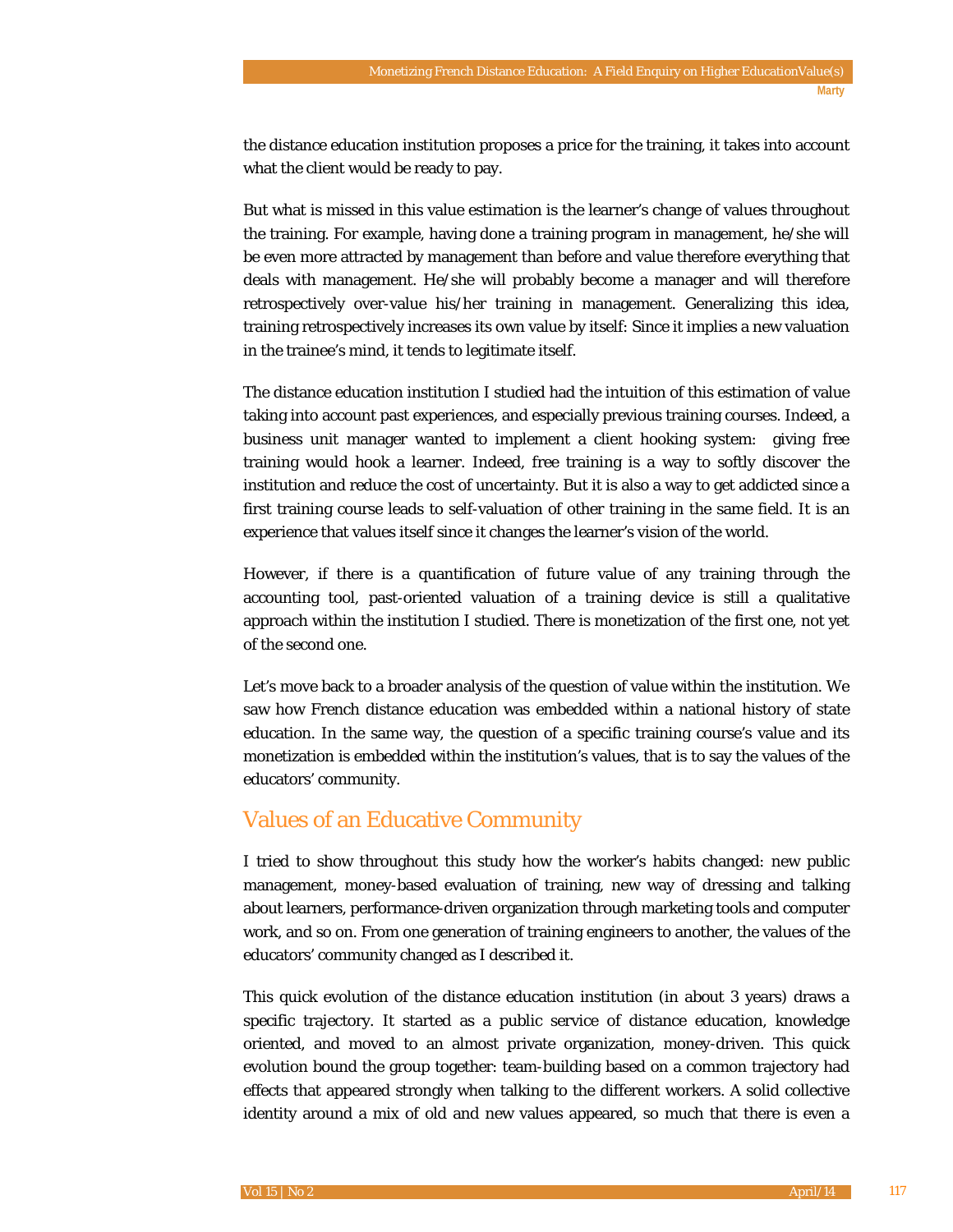the distance education institution proposes a price for the training, it takes into account what the client would be ready to pay.

But what is missed in this value estimation is the learner's change of values throughout the training. For example, having done a training program in management, he/she will be even more attracted by management than before and value therefore everything that deals with management. He/she will probably become a manager and will therefore retrospectively over-value his/her training in management. Generalizing this idea, training retrospectively increases its own value by itself: Since it implies a new valuation in the trainee's mind, it tends to legitimate itself.

The distance education institution I studied had the intuition of this estimation of value taking into account past experiences, and especially previous training courses. Indeed, a business unit manager wanted to implement a client hooking system: giving free training would hook a learner. Indeed, free training is a way to softly discover the institution and reduce the cost of uncertainty. But it is also a way to get addicted since a first training course leads to self-valuation of other training in the same field. It is an experience that values itself since it changes the learner's vision of the world.

However, if there is a quantification of future value of any training through the accounting tool, past-oriented valuation of a training device is still a qualitative approach within the institution I studied. There is monetization of the first one, not yet of the second one.

Let's move back to a broader analysis of the question of value within the institution. We saw how French distance education was embedded within a national history of state education. In the same way, the question of a specific training course's value and its monetization is embedded within the institution's values, that is to say the values of the educators' community.

## Values of an Educative Community

I tried to show throughout this study how the worker's habits changed: new public management, money-based evaluation of training, new way of dressing and talking about learners, performance-driven organization through marketing tools and computer work, and so on. From one generation of training engineers to another, the values of the educators' community changed as I described it.

This quick evolution of the distance education institution (in about 3 years) draws a specific trajectory. It started as a public service of distance education, knowledge oriented, and moved to an almost private organization, money-driven. This quick evolution bound the group together: team-building based on a common trajectory had effects that appeared strongly when talking to the different workers. A solid collective identity around a mix of old and new values appeared, so much that there is even a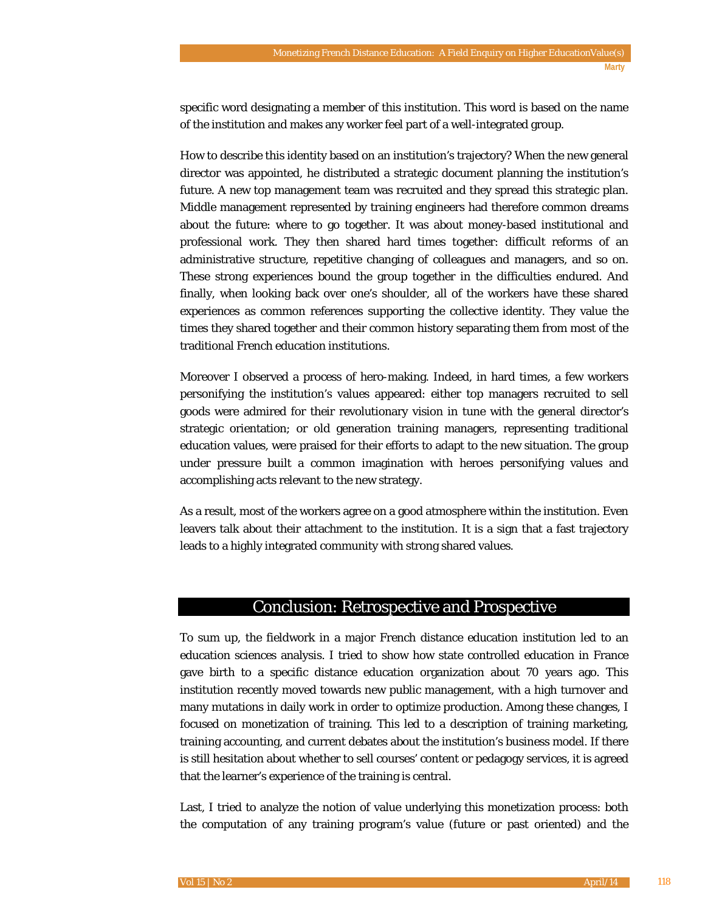specific word designating a member of this institution. This word is based on the name of the institution and makes any worker feel part of a well-integrated group.

How to describe this identity based on an institution's trajectory? When the new general director was appointed, he distributed a strategic document planning the institution's future. A new top management team was recruited and they spread this strategic plan. Middle management represented by training engineers had therefore common dreams about the future: where to go together. It was about money-based institutional and professional work. They then shared hard times together: difficult reforms of an administrative structure, repetitive changing of colleagues and managers, and so on. These strong experiences bound the group together in the difficulties endured. And finally, when looking back over one's shoulder, all of the workers have these shared experiences as common references supporting the collective identity. They value the times they shared together and their common history separating them from most of the traditional French education institutions.

Moreover I observed a process of hero-making. Indeed, in hard times, a few workers personifying the institution's values appeared: either top managers recruited to sell goods were admired for their revolutionary vision in tune with the general director's strategic orientation; or old generation training managers, representing traditional education values, were praised for their efforts to adapt to the new situation. The group under pressure built a common imagination with heroes personifying values and accomplishing acts relevant to the new strategy.

As a result, most of the workers agree on a good atmosphere within the institution. Even leavers talk about their attachment to the institution. It is a sign that a fast trajectory leads to a highly integrated community with strong shared values.

## Conclusion: Retrospective and Prospective

To sum up, the fieldwork in a major French distance education institution led to an education sciences analysis. I tried to show how state controlled education in France gave birth to a specific distance education organization about 70 years ago. This institution recently moved towards new public management, with a high turnover and many mutations in daily work in order to optimize production. Among these changes, I focused on monetization of training. This led to a description of training marketing, training accounting, and current debates about the institution's business model. If there is still hesitation about whether to sell courses' content or pedagogy services, it is agreed that the learner's experience of the training is central.

Last, I tried to analyze the notion of value underlying this monetization process: both the computation of any training program's value (future or past oriented) and the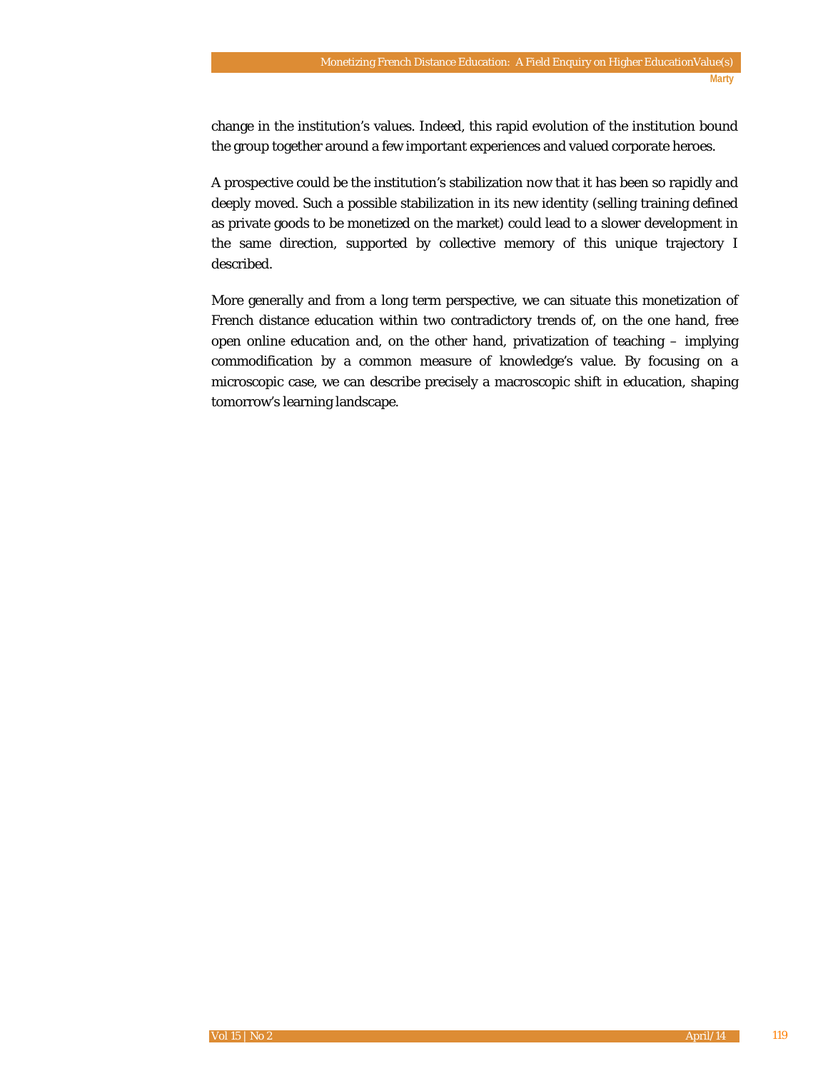change in the institution's values. Indeed, this rapid evolution of the institution bound the group together around a few important experiences and valued corporate heroes.

A prospective could be the institution's stabilization now that it has been so rapidly and deeply moved. Such a possible stabilization in its new identity (selling training defined as private goods to be monetized on the market) could lead to a slower development in the same direction, supported by collective memory of this unique trajectory I described.

More generally and from a long term perspective, we can situate this monetization of French distance education within two contradictory trends of, on the one hand, free open online education and, on the other hand, privatization of teaching – implying commodification by a common measure of knowledge's value. By focusing on a microscopic case, we can describe precisely a macroscopic shift in education, shaping tomorrow's learning landscape.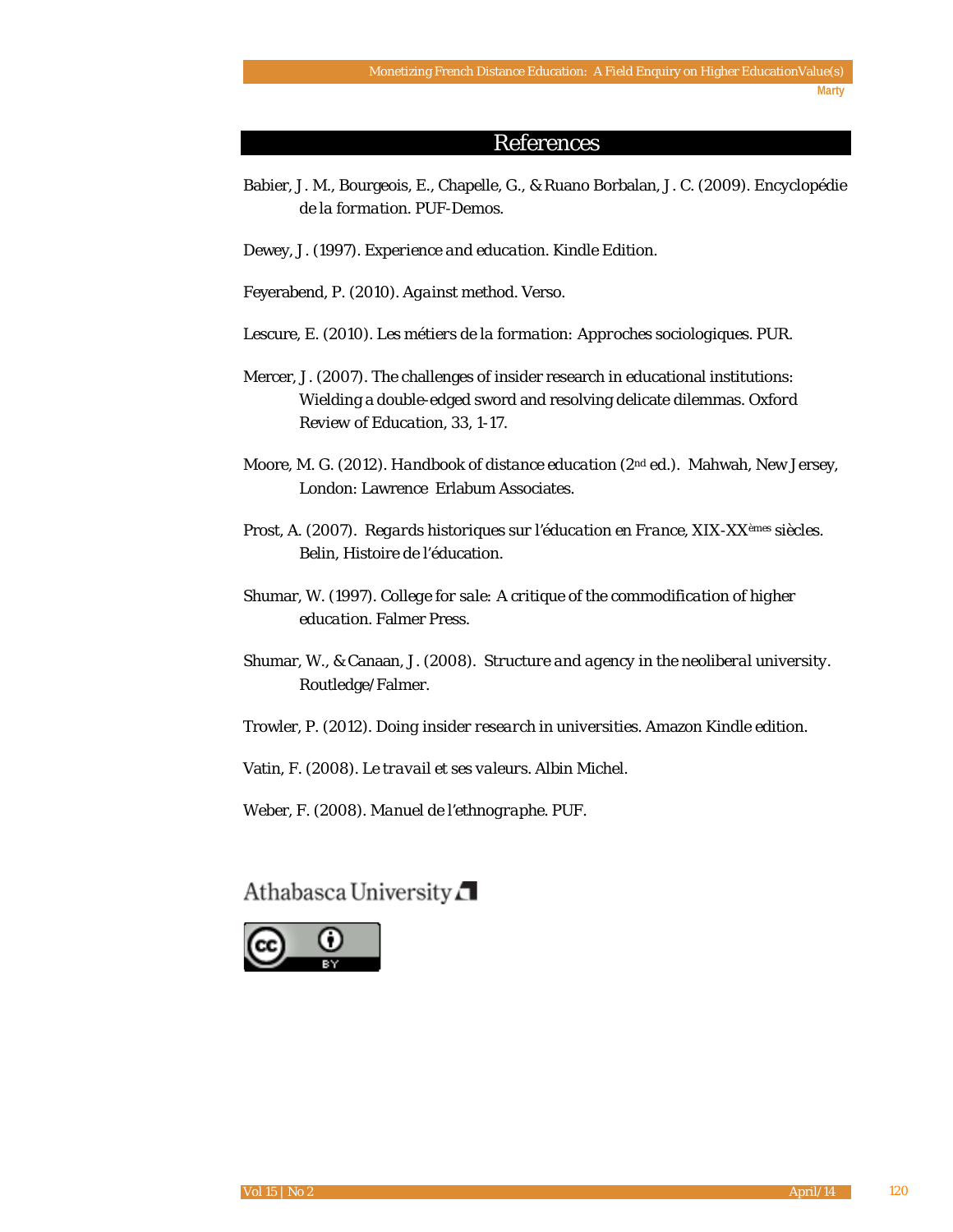## References

Babier, J. M., Bourgeois, E., Chapelle, G., & Ruano Borbalan, J. C. (2009). *Encyclopédie de la formation*. PUF-Demos.

Dewey, J. (1997). *Experience and education*. Kindle Edition.

Feyerabend, P. (2010). *Against method*. Verso.

Lescure, E. (2010). *Les métiers de la formation: Approches sociologiques*. PUR.

Mercer, J. (2007). The challenges of insider research in educational institutions: Wielding a double-edged sword and resolving delicate dilemmas. *Oxford Review of Education, 33*, 1-17.

Moore, M. G. (2012). *Handbook of distance education* (2nd ed.). Mahwah, New Jersey, London: Lawrence Erlabum Associates.

Prost, A. (2007). *Regards historiques sur l'éducation en France, XIX-XXèmes siècles*. Belin, Histoire de l'éducation.

Shumar, W. (1997). *College for sale: A critique of the commodification of higher education*. Falmer Press.

Shumar, W., & Canaan, J. (2008). *Structure and agency in the neoliberal university*. Routledge/Falmer.

Trowler, P. (2012). *Doing insider research in universities*. Amazon Kindle edition.

Vatin, F. (2008). *Le travail et ses valeurs*. Albin Michel.

Weber, F. (2008). *Manuel de l'ethnographe*. PUF.

Athabasca University